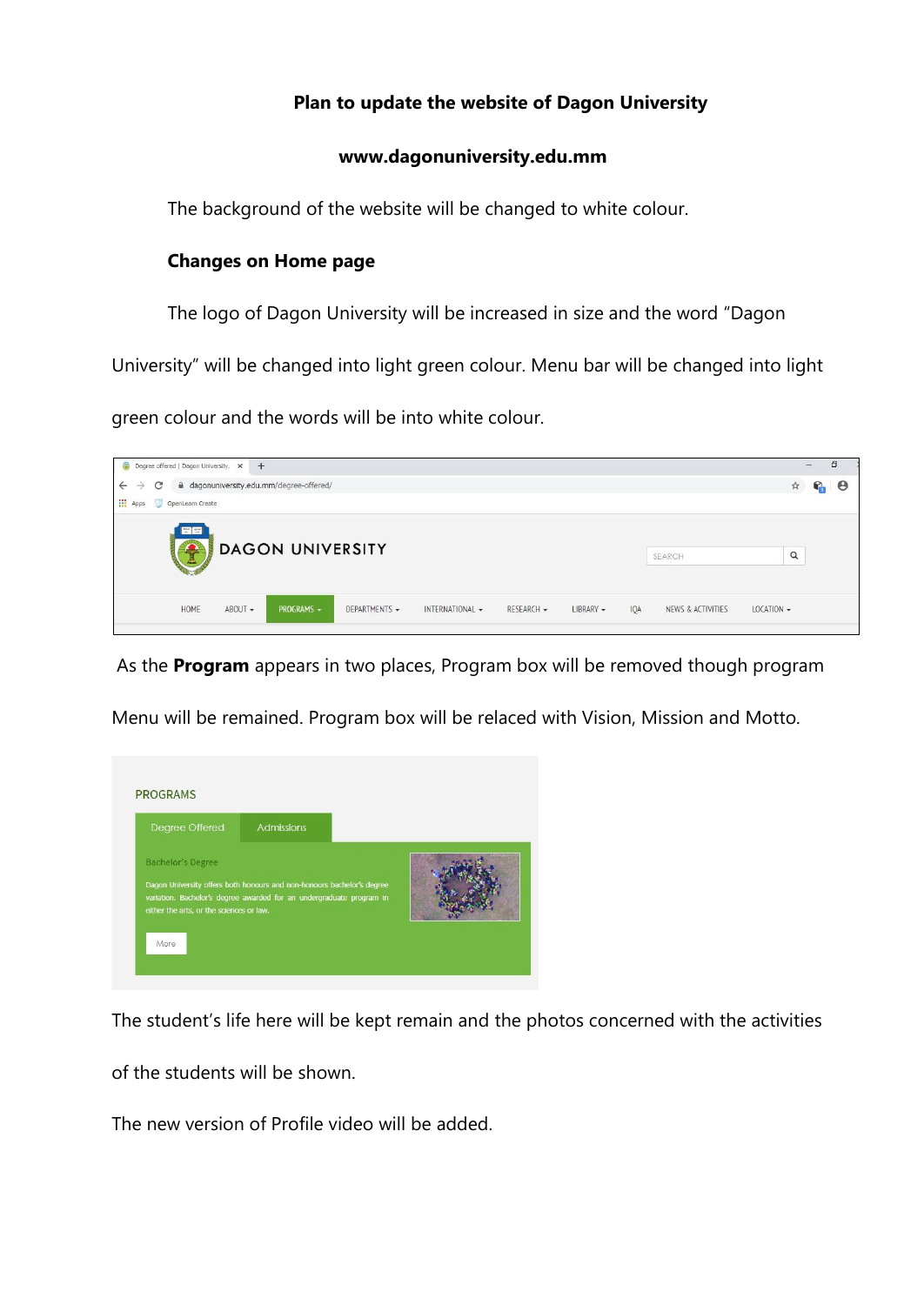**Plan to update the website of Dagon University**

**www.dagonuniversity.edu.mm**

The background of the website will be changed to white colour.

**Changes on Home page**

The logo of Dagon University will be increased in size and the word "Dagon University" will be changed into light green colour. Menu bar will be changed into light green colour and the words will be into white colour.

As the **Program** appears in two places, Program box will be removed though program Menu will be remained. Program box will be relaced with Vision, Mission and Motto.

The student's life here will be kept remain and the photos concerned with the activities of the students will be shown.

The new version of Profile video will be added.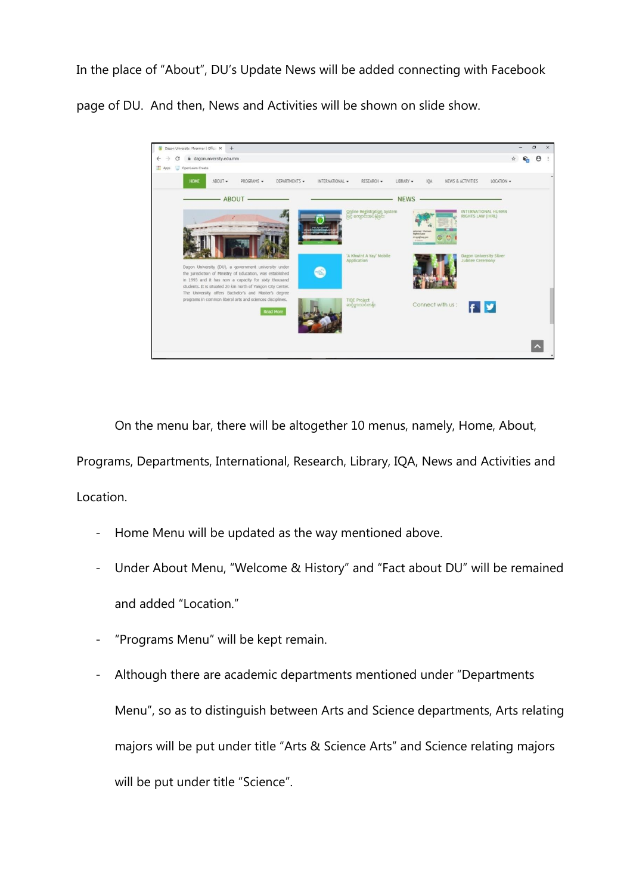In the place of "About", DU's Update News will be added connecting with Facebook page of DU. And then, News and Activities will be shown on slide show.

On the menu bar, there will be altogether 10 menus, namely, Home, About, Programs, Departments, International, Research, Library, IQA, News and Activities and Location.

- Home Menu will be updated as the way mentioned above.
- Under About Menu, "Welcome & History" and "Fact about DU" will be remained and added "Location."
- "Programs Menu" will be kept remain.
- Although there are academic departments mentioned under "Departments Menu", so as to distinguish between Arts and Science departments, Arts relating majors will be put under title "Arts & Science Arts" and Science relating majors will be put under title "Science".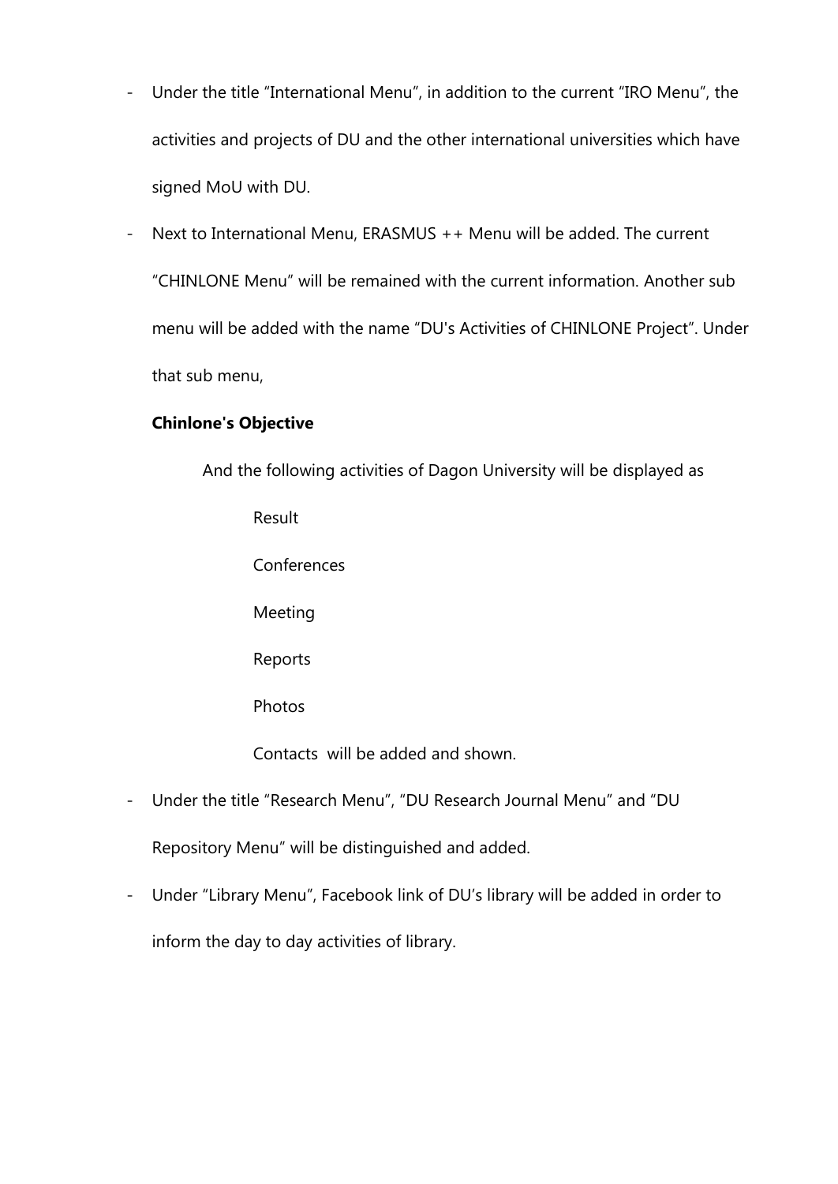- Under the title “International Menu”, in addition to the current “IRO Menu”, the activities and projects of DU and the other international universities which have signed MoU with DU.
- Next to International Menu, ERASMUS ++ Menu will be added. The current “CHINLONE Menu” will be remained with the current information. Another sub menu will be added with the name “DU's Activities of CHINLONE Project”. Under that sub menu,

  **Chinlone's Objective**

  And the following activities of Dagon University will be displayed as

  Result

  Conferences

  Meeting

  Reports

  Photos

  Contacts will be added and shown.
- Under the title “Research Menu”, “DU Research Journal Menu” and “DU Repository Menu” will be distinguished and added.
- Under “Library Menu”, Facebook link of DU’s library will be added in order to inform the day to day activities of library.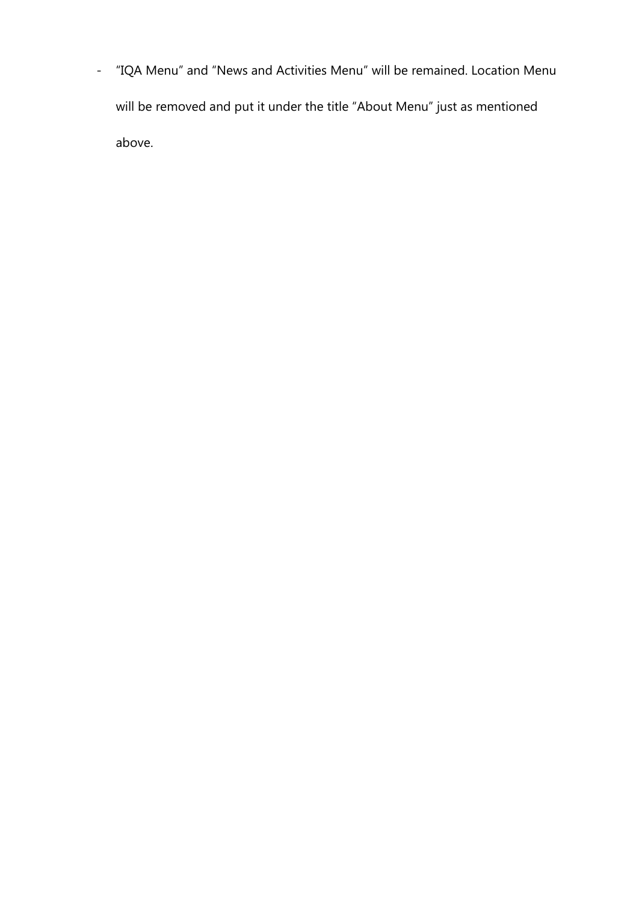- "IQA Menu" and "News and Activities Menu" will be remained. Location Menu will be removed and put it under the title "About Menu" just as mentioned above.